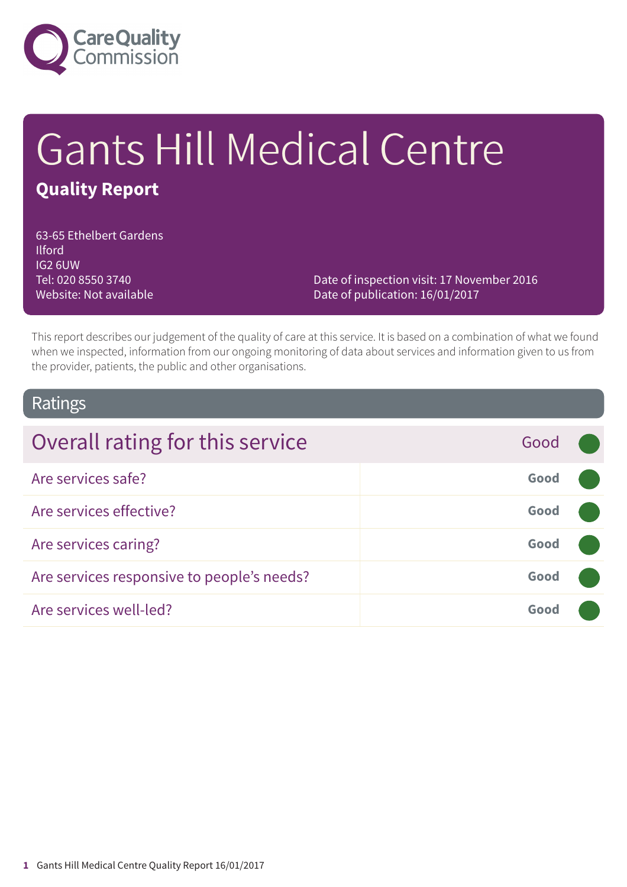# Gants Hill Medical Centre

**Quality Report**

63-65 Ethelbert Gardens
Ilford
IG2 6UW
Tel: 020 8550 3740
Website: Not available

Date of inspection visit: 17 November 2016
Date of publication: 16/01/2017

This report describes our judgement of the quality of care at this service. It is based on a combination of what we found when we inspected, information from our ongoing monitoring of data about services and information given to us from the provider, patients, the public and other organisations.

## Ratings

| Overall rating for this service | Good |
| --- | --- |
| Are services safe? | Good |
| Are services effective? | Good |
| Are services caring? | Good |
| Are services responsive to people's needs? | Good |
| Are services well-led? | Good |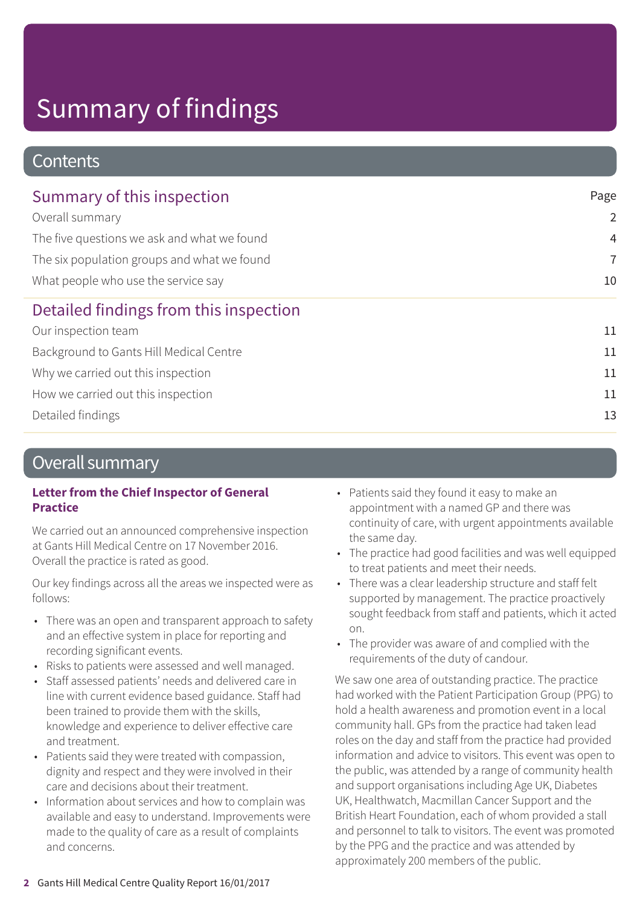# Summary of findings

## Contents

| Summary of this inspection | Page |
|---|---|
| Overall summary | 2 |
| The five questions we ask and what we found | 4 |
| The six population groups and what we found | 7 |
| What people who use the service say | 10 |
| **Detailed findings from this inspection** | |
| Our inspection team | 11 |
| Background to Gants Hill Medical Centre | 11 |
| Why we carried out this inspection | 11 |
| How we carried out this inspection | 11 |
| Detailed findings | 13 |

## Overall summary

### Letter from the Chief Inspector of General Practice

We carried out an announced comprehensive inspection at Gants Hill Medical Centre on 17 November 2016. Overall the practice is rated as good.

Our key findings across all the areas we inspected were as follows:

- There was an open and transparent approach to safety and an effective system in place for reporting and recording significant events.
- Risks to patients were assessed and well managed.
- Staff assessed patients' needs and delivered care in line with current evidence based guidance. Staff had been trained to provide them with the skills, knowledge and experience to deliver effective care and treatment.
- Patients said they were treated with compassion, dignity and respect and they were involved in their care and decisions about their treatment.
- Information about services and how to complain was available and easy to understand. Improvements were made to the quality of care as a result of complaints and concerns.
- Patients said they found it easy to make an appointment with a named GP and there was continuity of care, with urgent appointments available the same day.
- The practice had good facilities and was well equipped to treat patients and meet their needs.
- There was a clear leadership structure and staff felt supported by management. The practice proactively sought feedback from staff and patients, which it acted on.
- The provider was aware of and complied with the requirements of the duty of candour.

We saw one area of outstanding practice. The practice had worked with the Patient Participation Group (PPG) to hold a health awareness and promotion event in a local community hall. GPs from the practice had taken lead roles on the day and staff from the practice had provided information and advice to visitors. This event was open to the public, was attended by a range of community health and support organisations including Age UK, Diabetes UK, Healthwatch, Macmillan Cancer Support and the British Heart Foundation, each of whom provided a stall and personnel to talk to visitors. The event was promoted by the PPG and the practice and was attended by approximately 200 members of the public.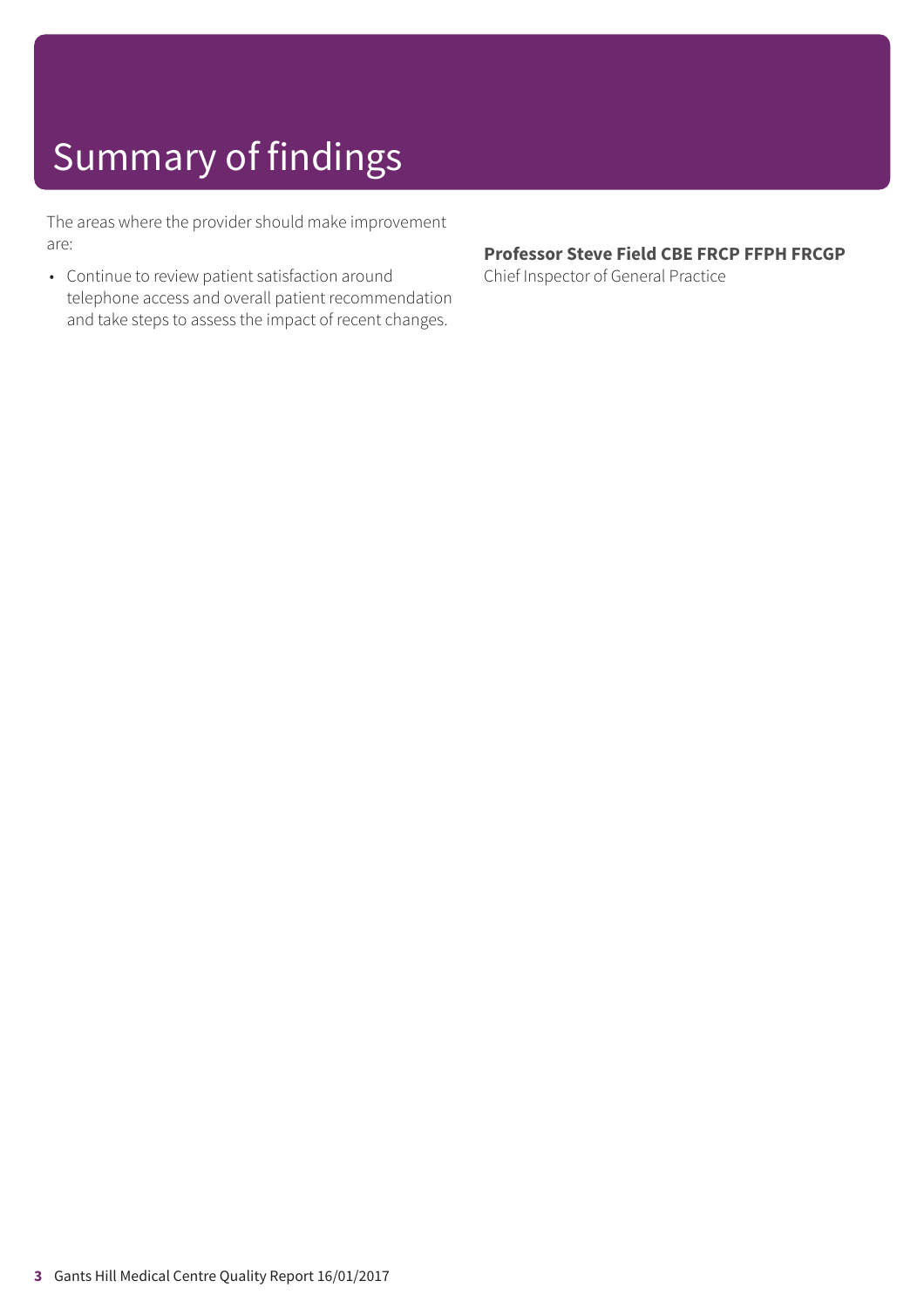# Summary of findings

The areas where the provider should make improvement are:

- Continue to review patient satisfaction around telephone access and overall patient recommendation and take steps to assess the impact of recent changes.

**Professor Steve Field CBE FRCP FFPH FRCGP**
Chief Inspector of General Practice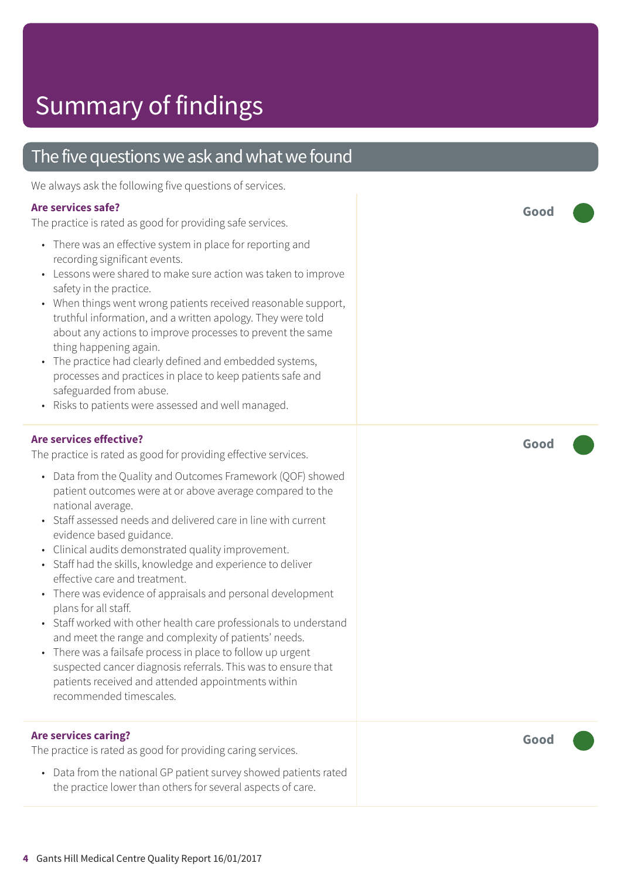# Summary of findings

## The five questions we ask and what we found

We always ask the following five questions of services.

### Are services safe?

**Good**

The practice is rated as good for providing safe services.

- There was an effective system in place for reporting and recording significant events.
- Lessons were shared to make sure action was taken to improve safety in the practice.
- When things went wrong patients received reasonable support, truthful information, and a written apology. They were told about any actions to improve processes to prevent the same thing happening again.
- The practice had clearly defined and embedded systems, processes and practices in place to keep patients safe and safeguarded from abuse.
- Risks to patients were assessed and well managed.

### Are services effective?

**Good**

The practice is rated as good for providing effective services.

- Data from the Quality and Outcomes Framework (QOF) showed patient outcomes were at or above average compared to the national average.
- Staff assessed needs and delivered care in line with current evidence based guidance.
- Clinical audits demonstrated quality improvement.
- Staff had the skills, knowledge and experience to deliver effective care and treatment.
- There was evidence of appraisals and personal development plans for all staff.
- Staff worked with other health care professionals to understand and meet the range and complexity of patients' needs.
- There was a failsafe process in place to follow up urgent suspected cancer diagnosis referrals. This was to ensure that patients received and attended appointments within recommended timescales.

### Are services caring?

**Good**

The practice is rated as good for providing caring services.

- Data from the national GP patient survey showed patients rated the practice lower than others for several aspects of care.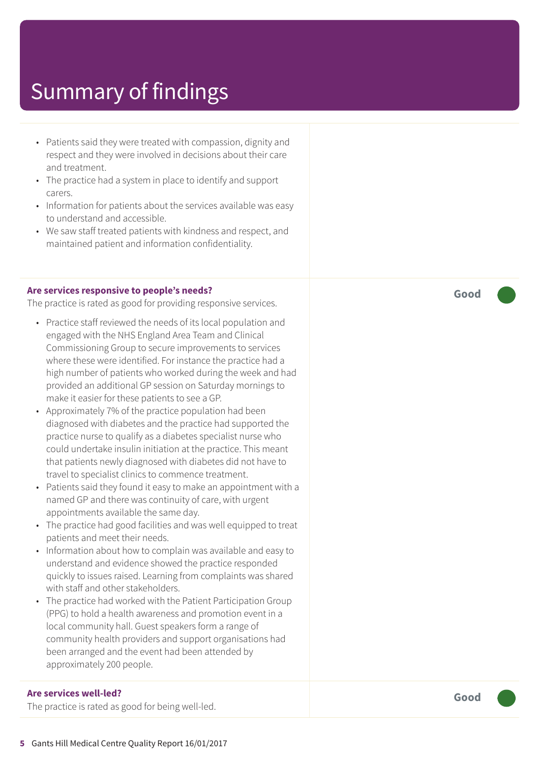# Summary of findings

- Patients said they were treated with compassion, dignity and respect and they were involved in decisions about their care and treatment.
- The practice had a system in place to identify and support carers.
- Information for patients about the services available was easy to understand and accessible.
- We saw staff treated patients with kindness and respect, and maintained patient and information confidentiality.

**Are services responsive to people's needs?**

The practice is rated as good for providing responsive services.

**Good**

- Practice staff reviewed the needs of its local population and engaged with the NHS England Area Team and Clinical Commissioning Group to secure improvements to services where these were identified. For instance the practice had a high number of patients who worked during the week and had provided an additional GP session on Saturday mornings to make it easier for these patients to see a GP.
- Approximately 7% of the practice population had been diagnosed with diabetes and the practice had supported the practice nurse to qualify as a diabetes specialist nurse who could undertake insulin initiation at the practice. This meant that patients newly diagnosed with diabetes did not have to travel to specialist clinics to commence treatment.
- Patients said they found it easy to make an appointment with a named GP and there was continuity of care, with urgent appointments available the same day.
- The practice had good facilities and was well equipped to treat patients and meet their needs.
- Information about how to complain was available and easy to understand and evidence showed the practice responded quickly to issues raised. Learning from complaints was shared with staff and other stakeholders.
- The practice had worked with the Patient Participation Group (PPG) to hold a health awareness and promotion event in a local community hall. Guest speakers form a range of community health providers and support organisations had been arranged and the event had been attended by approximately 200 people.

**Are services well-led?**

The practice is rated as good for being well-led.

**Good**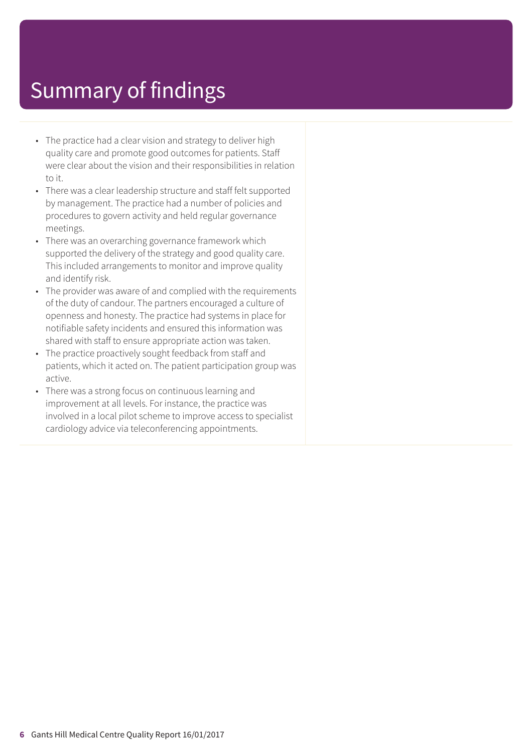# Summary of findings

- The practice had a clear vision and strategy to deliver high quality care and promote good outcomes for patients. Staff were clear about the vision and their responsibilities in relation to it.
- There was a clear leadership structure and staff felt supported by management. The practice had a number of policies and procedures to govern activity and held regular governance meetings.
- There was an overarching governance framework which supported the delivery of the strategy and good quality care. This included arrangements to monitor and improve quality and identify risk.
- The provider was aware of and complied with the requirements of the duty of candour. The partners encouraged a culture of openness and honesty. The practice had systems in place for notifiable safety incidents and ensured this information was shared with staff to ensure appropriate action was taken.
- The practice proactively sought feedback from staff and patients, which it acted on. The patient participation group was active.
- There was a strong focus on continuous learning and improvement at all levels. For instance, the practice was involved in a local pilot scheme to improve access to specialist cardiology advice via teleconferencing appointments.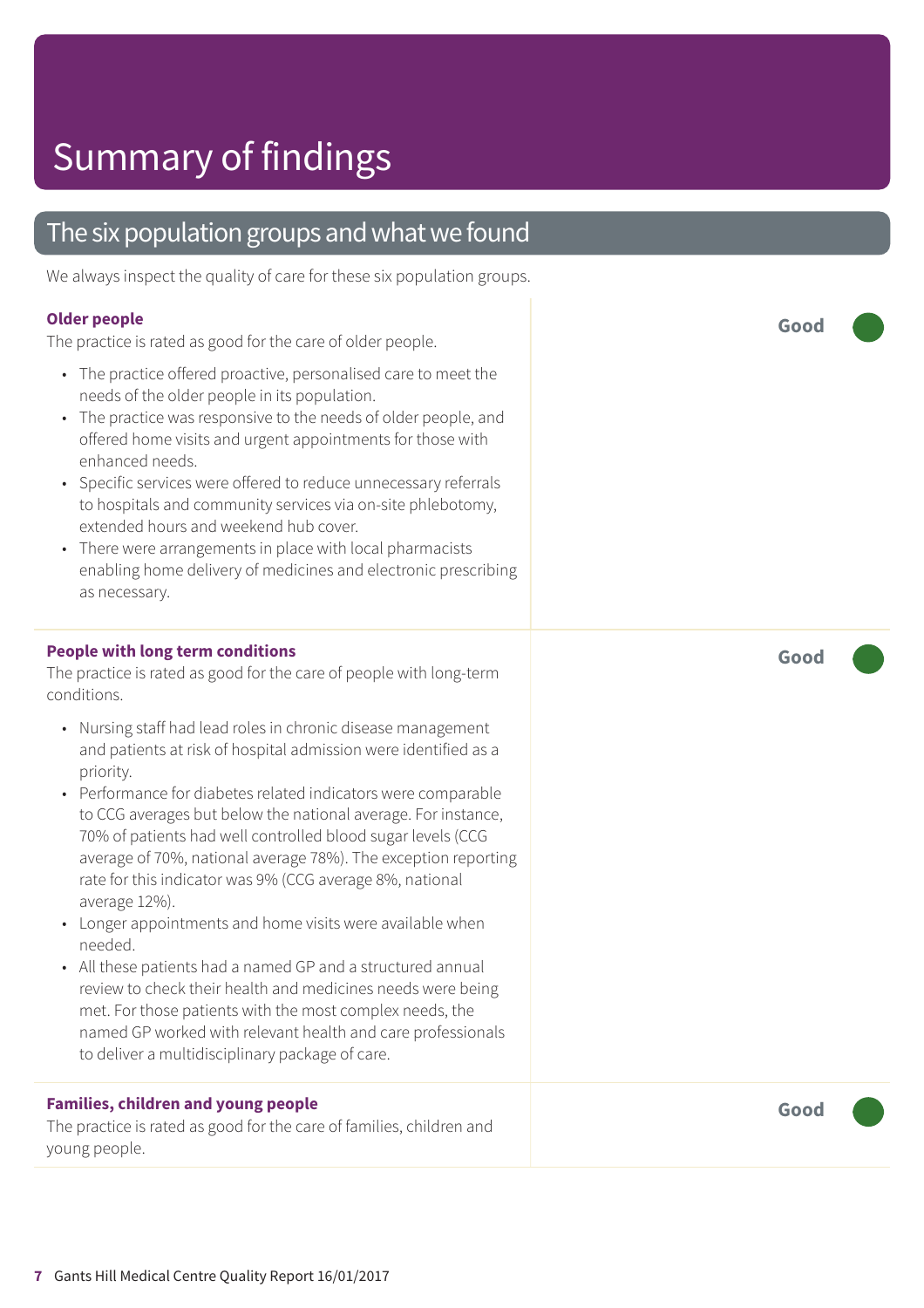# Summary of findings

## The six population groups and what we found

We always inspect the quality of care for these six population groups.

**Older people**

The practice is rated as good for the care of older people.

**Good**

- The practice offered proactive, personalised care to meet the needs of the older people in its population.
- The practice was responsive to the needs of older people, and offered home visits and urgent appointments for those with enhanced needs.
- Specific services were offered to reduce unnecessary referrals to hospitals and community services via on-site phlebotomy, extended hours and weekend hub cover.
- There were arrangements in place with local pharmacists enabling home delivery of medicines and electronic prescribing as necessary.

**People with long term conditions**

The practice is rated as good for the care of people with long-term conditions.

**Good**

- Nursing staff had lead roles in chronic disease management and patients at risk of hospital admission were identified as a priority.
- Performance for diabetes related indicators were comparable to CCG averages but below the national average. For instance, 70% of patients had well controlled blood sugar levels (CCG average of 70%, national average 78%). The exception reporting rate for this indicator was 9% (CCG average 8%, national average 12%).
- Longer appointments and home visits were available when needed.
- All these patients had a named GP and a structured annual review to check their health and medicines needs were being met. For those patients with the most complex needs, the named GP worked with relevant health and care professionals to deliver a multidisciplinary package of care.

**Families, children and young people**

The practice is rated as good for the care of families, children and young people.

**Good**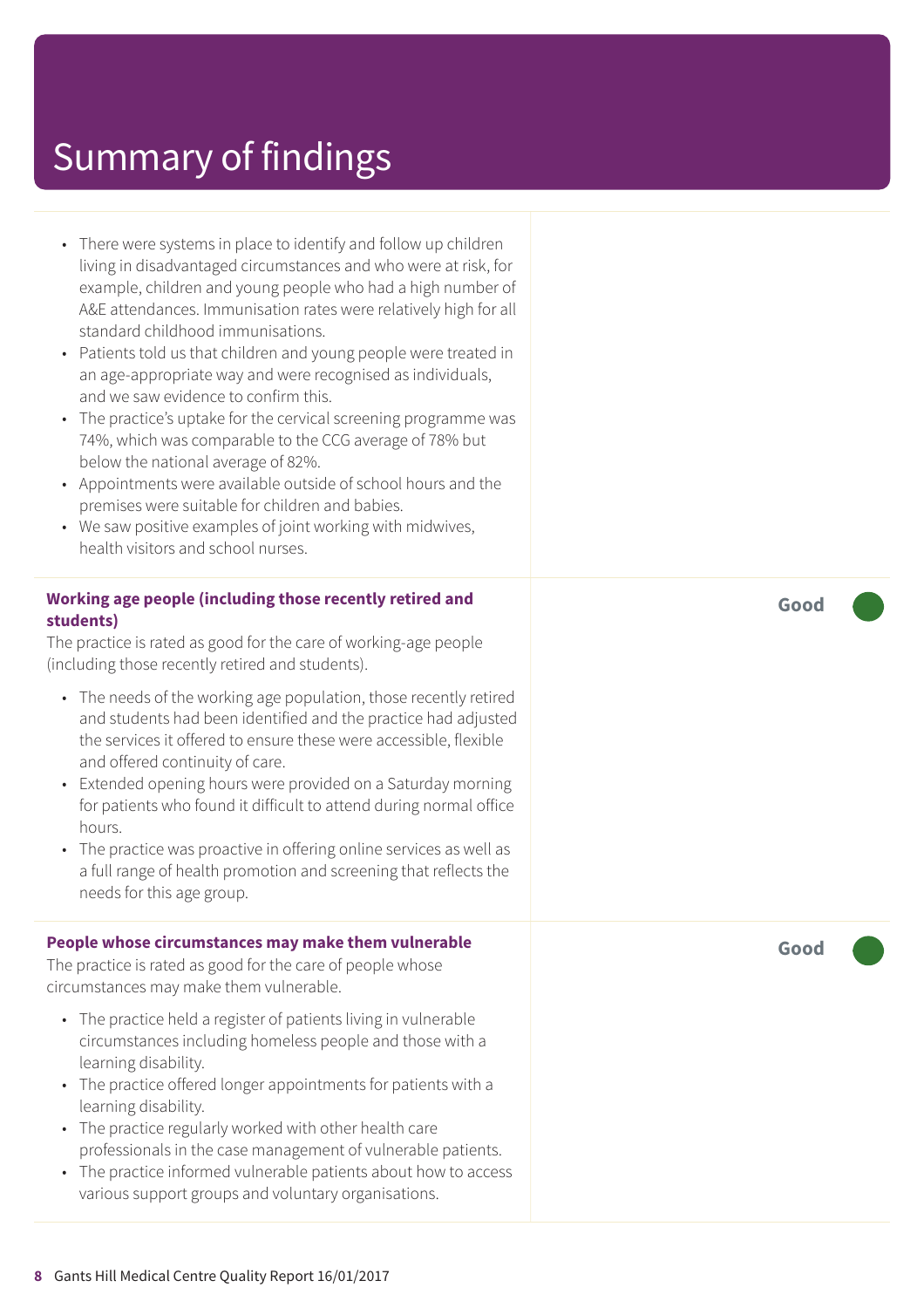# Summary of findings

- There were systems in place to identify and follow up children living in disadvantaged circumstances and who were at risk, for example, children and young people who had a high number of A&E attendances. Immunisation rates were relatively high for all standard childhood immunisations.
- Patients told us that children and young people were treated in an age-appropriate way and were recognised as individuals, and we saw evidence to confirm this.
- The practice's uptake for the cervical screening programme was 74%, which was comparable to the CCG average of 78% but below the national average of 82%.
- Appointments were available outside of school hours and the premises were suitable for children and babies.
- We saw positive examples of joint working with midwives, health visitors and school nurses.

**Working age people (including those recently retired and students)**

**Good**

The practice is rated as good for the care of working-age people (including those recently retired and students).

- The needs of the working age population, those recently retired and students had been identified and the practice had adjusted the services it offered to ensure these were accessible, flexible and offered continuity of care.
- Extended opening hours were provided on a Saturday morning for patients who found it difficult to attend during normal office hours.
- The practice was proactive in offering online services as well as a full range of health promotion and screening that reflects the needs for this age group.

**People whose circumstances may make them vulnerable**

**Good**

The practice is rated as good for the care of people whose circumstances may make them vulnerable.

- The practice held a register of patients living in vulnerable circumstances including homeless people and those with a learning disability.
- The practice offered longer appointments for patients with a learning disability.
- The practice regularly worked with other health care professionals in the case management of vulnerable patients.
- The practice informed vulnerable patients about how to access various support groups and voluntary organisations.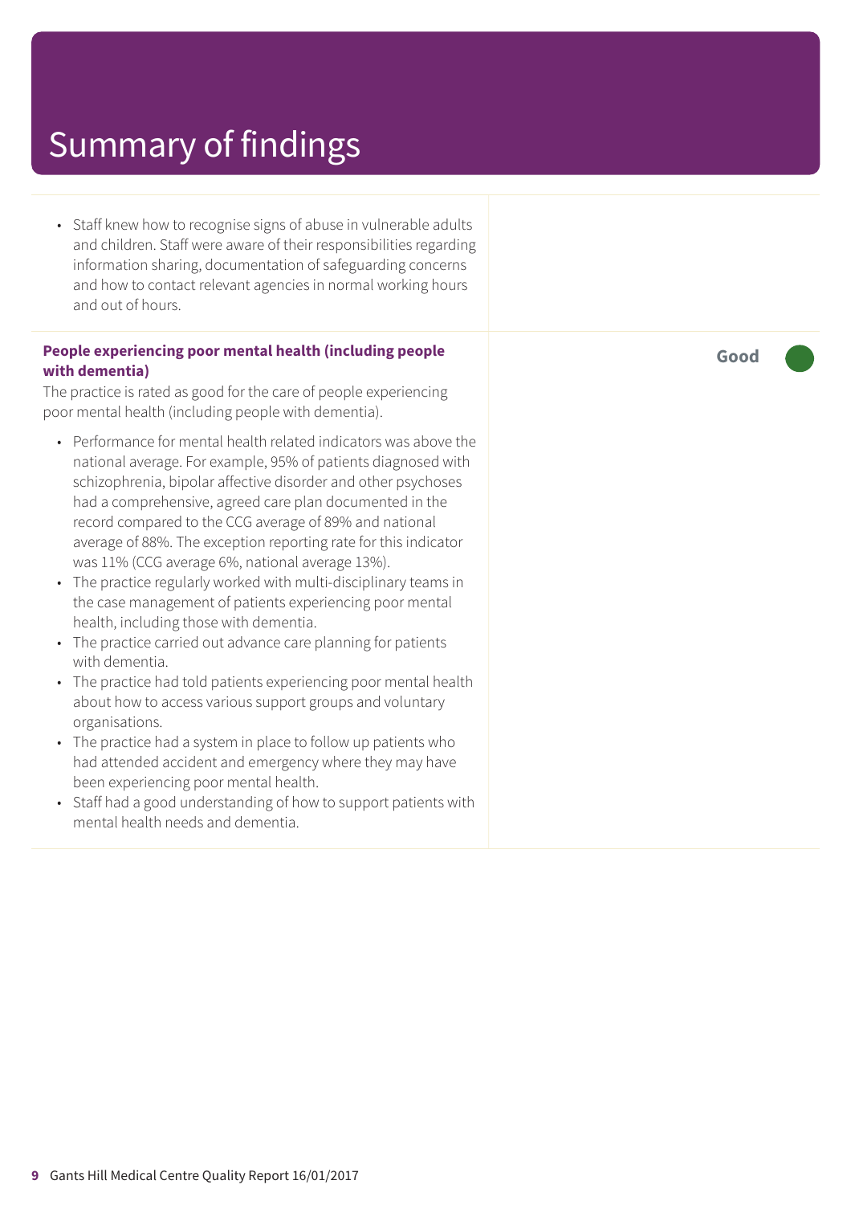# Summary of findings

- Staff knew how to recognise signs of abuse in vulnerable adults and children. Staff were aware of their responsibilities regarding information sharing, documentation of safeguarding concerns and how to contact relevant agencies in normal working hours and out of hours.

**People experiencing poor mental health (including people with dementia)** — **Good**

The practice is rated as good for the care of people experiencing poor mental health (including people with dementia).

- Performance for mental health related indicators was above the national average. For example, 95% of patients diagnosed with schizophrenia, bipolar affective disorder and other psychoses had a comprehensive, agreed care plan documented in the record compared to the CCG average of 89% and national average of 88%. The exception reporting rate for this indicator was 11% (CCG average 6%, national average 13%).
- The practice regularly worked with multi-disciplinary teams in the case management of patients experiencing poor mental health, including those with dementia.
- The practice carried out advance care planning for patients with dementia.
- The practice had told patients experiencing poor mental health about how to access various support groups and voluntary organisations.
- The practice had a system in place to follow up patients who had attended accident and emergency where they may have been experiencing poor mental health.
- Staff had a good understanding of how to support patients with mental health needs and dementia.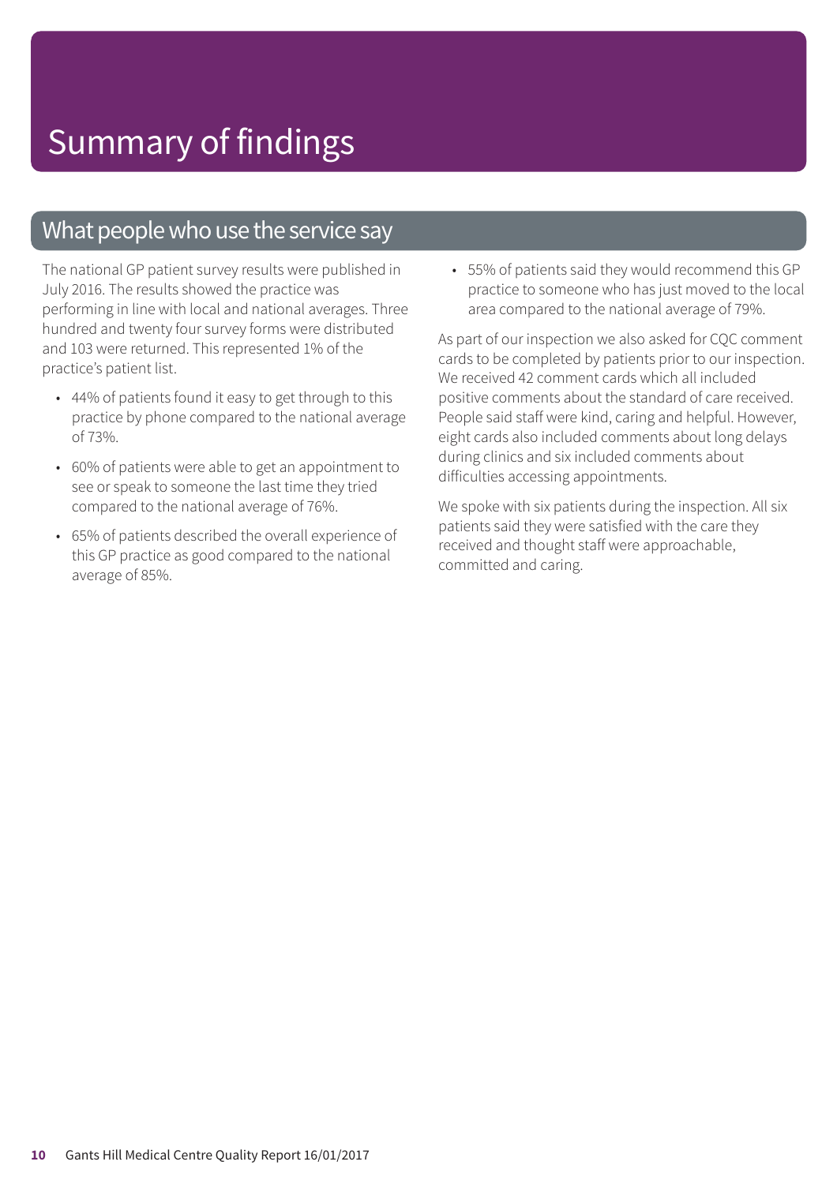# Summary of findings

## What people who use the service say

The national GP patient survey results were published in July 2016. The results showed the practice was performing in line with local and national averages. Three hundred and twenty four survey forms were distributed and 103 were returned. This represented 1% of the practice's patient list.

- 44% of patients found it easy to get through to this practice by phone compared to the national average of 73%.
- 60% of patients were able to get an appointment to see or speak to someone the last time they tried compared to the national average of 76%.
- 65% of patients described the overall experience of this GP practice as good compared to the national average of 85%.
- 55% of patients said they would recommend this GP practice to someone who has just moved to the local area compared to the national average of 79%.

As part of our inspection we also asked for CQC comment cards to be completed by patients prior to our inspection. We received 42 comment cards which all included positive comments about the standard of care received. People said staff were kind, caring and helpful. However, eight cards also included comments about long delays during clinics and six included comments about difficulties accessing appointments.

We spoke with six patients during the inspection. All six patients said they were satisfied with the care they received and thought staff were approachable, committed and caring.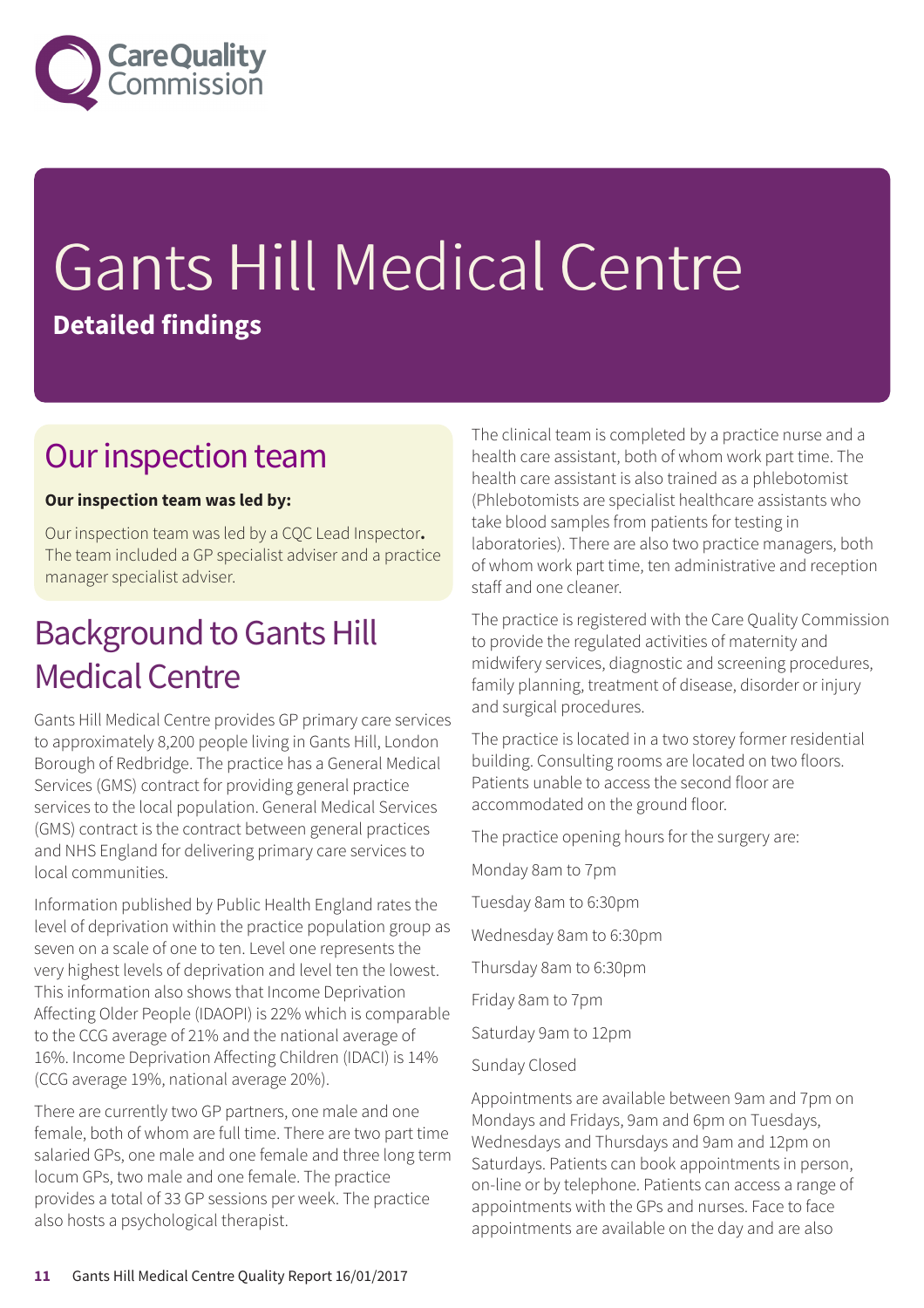# Gants Hill Medical Centre

**Detailed findings**

## Our inspection team

**Our inspection team was led by:**

Our inspection team was led by a CQC Lead Inspector**.** The team included a GP specialist adviser and a practice manager specialist adviser.

## Background to Gants Hill Medical Centre

Gants Hill Medical Centre provides GP primary care services to approximately 8,200 people living in Gants Hill, London Borough of Redbridge. The practice has a General Medical Services (GMS) contract for providing general practice services to the local population. General Medical Services (GMS) contract is the contract between general practices and NHS England for delivering primary care services to local communities.

Information published by Public Health England rates the level of deprivation within the practice population group as seven on a scale of one to ten. Level one represents the very highest levels of deprivation and level ten the lowest. This information also shows that Income Deprivation Affecting Older People (IDAOPI) is 22% which is comparable to the CCG average of 21% and the national average of 16%. Income Deprivation Affecting Children (IDACI) is 14% (CCG average 19%, national average 20%).

There are currently two GP partners, one male and one female, both of whom are full time. There are two part time salaried GPs, one male and one female and three long term locum GPs, two male and one female. The practice provides a total of 33 GP sessions per week. The practice also hosts a psychological therapist.

The clinical team is completed by a practice nurse and a health care assistant, both of whom work part time. The health care assistant is also trained as a phlebotomist (Phlebotomists are specialist healthcare assistants who take blood samples from patients for testing in laboratories). There are also two practice managers, both of whom work part time, ten administrative and reception staff and one cleaner.

The practice is registered with the Care Quality Commission to provide the regulated activities of maternity and midwifery services, diagnostic and screening procedures, family planning, treatment of disease, disorder or injury and surgical procedures.

The practice is located in a two storey former residential building. Consulting rooms are located on two floors. Patients unable to access the second floor are accommodated on the ground floor.

The practice opening hours for the surgery are:

Monday 8am to 7pm

Tuesday 8am to 6:30pm

Wednesday 8am to 6:30pm

Thursday 8am to 6:30pm

Friday 8am to 7pm

Saturday 9am to 12pm

Sunday Closed

Appointments are available between 9am and 7pm on Mondays and Fridays, 9am and 6pm on Tuesdays, Wednesdays and Thursdays and 9am and 12pm on Saturdays. Patients can book appointments in person, on-line or by telephone. Patients can access a range of appointments with the GPs and nurses. Face to face appointments are available on the day and are also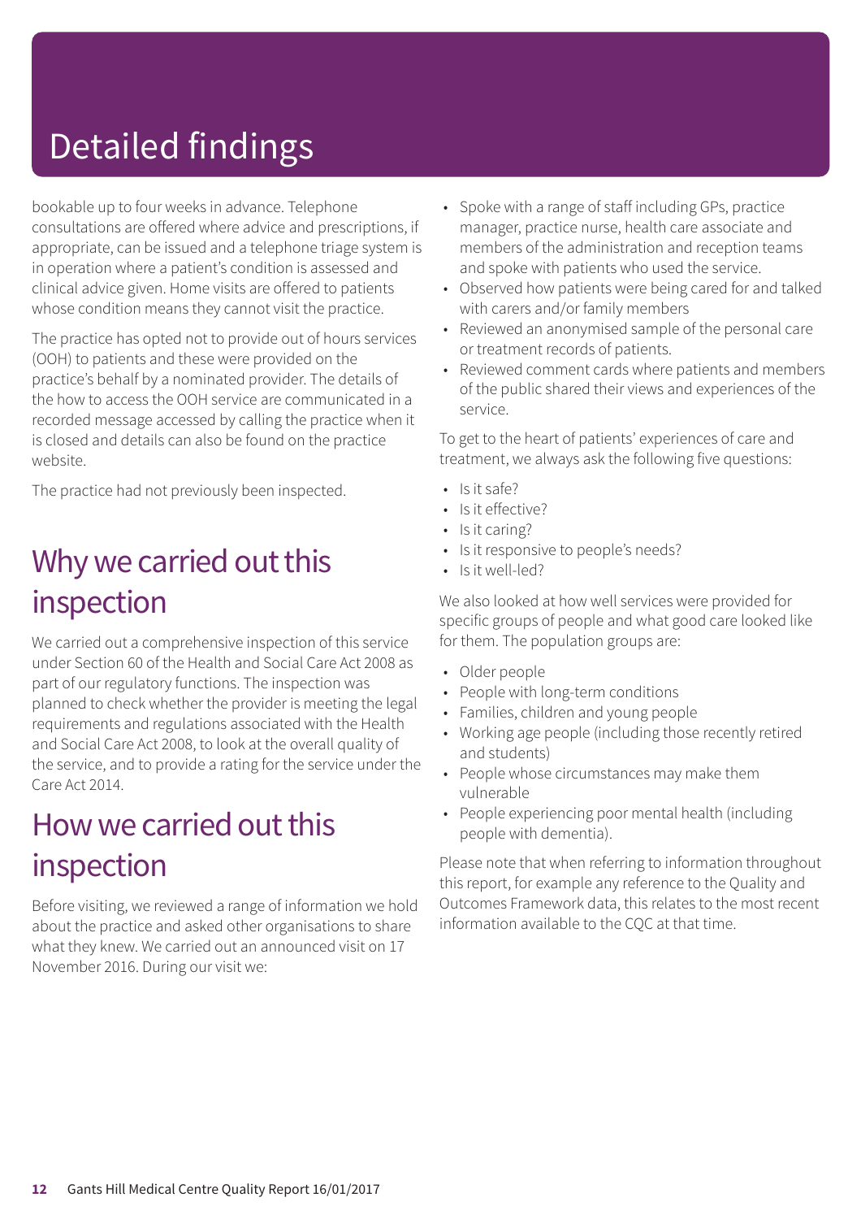# Detailed findings

bookable up to four weeks in advance. Telephone consultations are offered where advice and prescriptions, if appropriate, can be issued and a telephone triage system is in operation where a patient's condition is assessed and clinical advice given. Home visits are offered to patients whose condition means they cannot visit the practice.

The practice has opted not to provide out of hours services (OOH) to patients and these were provided on the practice's behalf by a nominated provider. The details of the how to access the OOH service are communicated in a recorded message accessed by calling the practice when it is closed and details can also be found on the practice website.

The practice had not previously been inspected.

## Why we carried out this inspection

We carried out a comprehensive inspection of this service under Section 60 of the Health and Social Care Act 2008 as part of our regulatory functions. The inspection was planned to check whether the provider is meeting the legal requirements and regulations associated with the Health and Social Care Act 2008, to look at the overall quality of the service, and to provide a rating for the service under the Care Act 2014.

## How we carried out this inspection

Before visiting, we reviewed a range of information we hold about the practice and asked other organisations to share what they knew. We carried out an announced visit on 17 November 2016. During our visit we:

- Spoke with a range of staff including GPs, practice manager, practice nurse, health care associate and members of the administration and reception teams and spoke with patients who used the service.
- Observed how patients were being cared for and talked with carers and/or family members
- Reviewed an anonymised sample of the personal care or treatment records of patients.
- Reviewed comment cards where patients and members of the public shared their views and experiences of the service.

To get to the heart of patients' experiences of care and treatment, we always ask the following five questions:

- Is it safe?
- Is it effective?
- Is it caring?
- Is it responsive to people's needs?
- Is it well-led?

We also looked at how well services were provided for specific groups of people and what good care looked like for them. The population groups are:

- Older people
- People with long-term conditions
- Families, children and young people
- Working age people (including those recently retired and students)
- People whose circumstances may make them vulnerable
- People experiencing poor mental health (including people with dementia).

Please note that when referring to information throughout this report, for example any reference to the Quality and Outcomes Framework data, this relates to the most recent information available to the CQC at that time.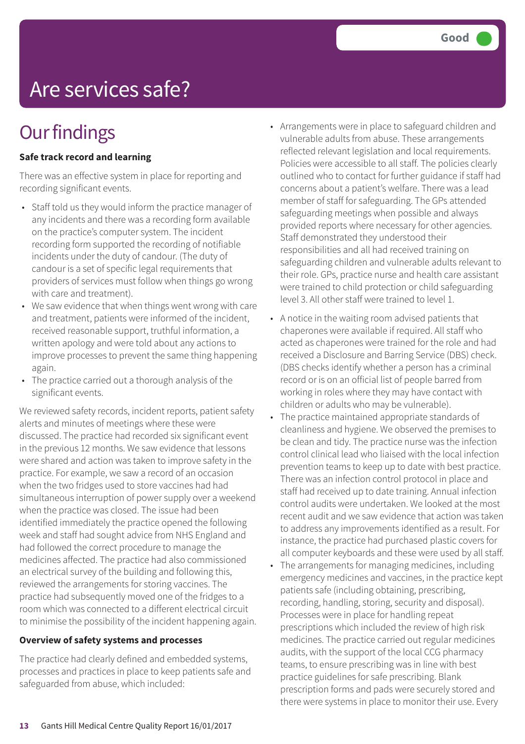Good

# Are services safe?

## Our findings

**Safe track record and learning**

There was an effective system in place for reporting and recording significant events.

- Staff told us they would inform the practice manager of any incidents and there was a recording form available on the practice's computer system. The incident recording form supported the recording of notifiable incidents under the duty of candour. (The duty of candour is a set of specific legal requirements that providers of services must follow when things go wrong with care and treatment).
- We saw evidence that when things went wrong with care and treatment, patients were informed of the incident, received reasonable support, truthful information, a written apology and were told about any actions to improve processes to prevent the same thing happening again.
- The practice carried out a thorough analysis of the significant events.

We reviewed safety records, incident reports, patient safety alerts and minutes of meetings where these were discussed. The practice had recorded six significant event in the previous 12 months. We saw evidence that lessons were shared and action was taken to improve safety in the practice. For example, we saw a record of an occasion when the two fridges used to store vaccines had had simultaneous interruption of power supply over a weekend when the practice was closed. The issue had been identified immediately the practice opened the following week and staff had sought advice from NHS England and had followed the correct procedure to manage the medicines affected. The practice had also commissioned an electrical survey of the building and following this, reviewed the arrangements for storing vaccines. The practice had subsequently moved one of the fridges to a room which was connected to a different electrical circuit to minimise the possibility of the incident happening again.

**Overview of safety systems and processes**

The practice had clearly defined and embedded systems, processes and practices in place to keep patients safe and safeguarded from abuse, which included:

- Arrangements were in place to safeguard children and vulnerable adults from abuse. These arrangements reflected relevant legislation and local requirements. Policies were accessible to all staff. The policies clearly outlined who to contact for further guidance if staff had concerns about a patient's welfare. There was a lead member of staff for safeguarding. The GPs attended safeguarding meetings when possible and always provided reports where necessary for other agencies. Staff demonstrated they understood their responsibilities and all had received training on safeguarding children and vulnerable adults relevant to their role. GPs, practice nurse and health care assistant were trained to child protection or child safeguarding level 3. All other staff were trained to level 1.
- A notice in the waiting room advised patients that chaperones were available if required. All staff who acted as chaperones were trained for the role and had received a Disclosure and Barring Service (DBS) check. (DBS checks identify whether a person has a criminal record or is on an official list of people barred from working in roles where they may have contact with children or adults who may be vulnerable).
- The practice maintained appropriate standards of cleanliness and hygiene. We observed the premises to be clean and tidy. The practice nurse was the infection control clinical lead who liaised with the local infection prevention teams to keep up to date with best practice. There was an infection control protocol in place and staff had received up to date training. Annual infection control audits were undertaken. We looked at the most recent audit and we saw evidence that action was taken to address any improvements identified as a result. For instance, the practice had purchased plastic covers for all computer keyboards and these were used by all staff.
- The arrangements for managing medicines, including emergency medicines and vaccines, in the practice kept patients safe (including obtaining, prescribing, recording, handling, storing, security and disposal). Processes were in place for handling repeat prescriptions which included the review of high risk medicines. The practice carried out regular medicines audits, with the support of the local CCG pharmacy teams, to ensure prescribing was in line with best practice guidelines for safe prescribing. Blank prescription forms and pads were securely stored and there were systems in place to monitor their use. Every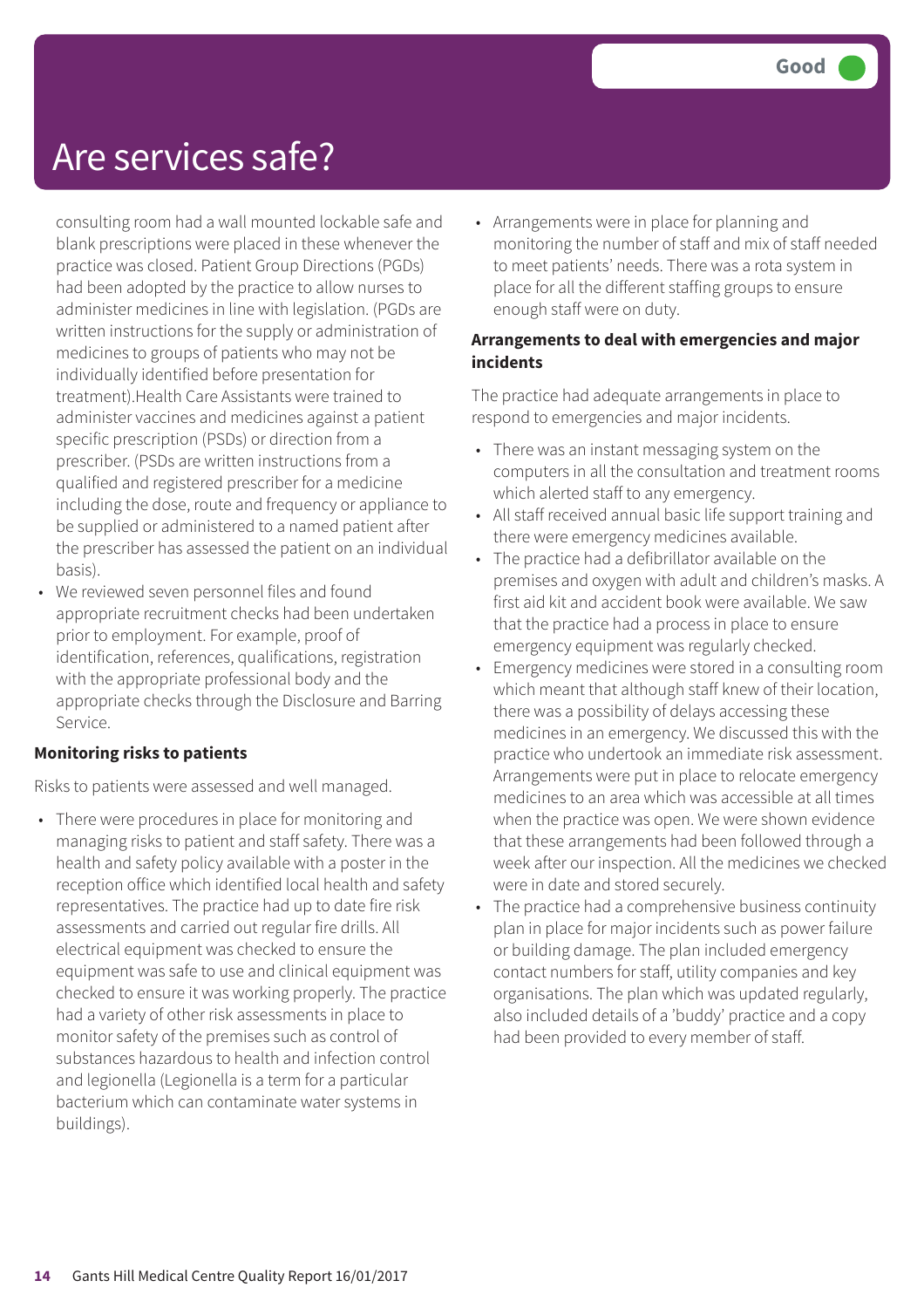# Are services safe?

Good

consulting room had a wall mounted lockable safe and blank prescriptions were placed in these whenever the practice was closed. Patient Group Directions (PGDs) had been adopted by the practice to allow nurses to administer medicines in line with legislation. (PGDs are written instructions for the supply or administration of medicines to groups of patients who may not be individually identified before presentation for treatment).Health Care Assistants were trained to administer vaccines and medicines against a patient specific prescription (PSDs) or direction from a prescriber. (PSDs are written instructions from a qualified and registered prescriber for a medicine including the dose, route and frequency or appliance to be supplied or administered to a named patient after the prescriber has assessed the patient on an individual basis).

- We reviewed seven personnel files and found appropriate recruitment checks had been undertaken prior to employment. For example, proof of identification, references, qualifications, registration with the appropriate professional body and the appropriate checks through the Disclosure and Barring Service.

**Monitoring risks to patients**

Risks to patients were assessed and well managed.

- There were procedures in place for monitoring and managing risks to patient and staff safety. There was a health and safety policy available with a poster in the reception office which identified local health and safety representatives. The practice had up to date fire risk assessments and carried out regular fire drills. All electrical equipment was checked to ensure the equipment was safe to use and clinical equipment was checked to ensure it was working properly. The practice had a variety of other risk assessments in place to monitor safety of the premises such as control of substances hazardous to health and infection control and legionella (Legionella is a term for a particular bacterium which can contaminate water systems in buildings).
- Arrangements were in place for planning and monitoring the number of staff and mix of staff needed to meet patients' needs. There was a rota system in place for all the different staffing groups to ensure enough staff were on duty.

**Arrangements to deal with emergencies and major incidents**

The practice had adequate arrangements in place to respond to emergencies and major incidents.

- There was an instant messaging system on the computers in all the consultation and treatment rooms which alerted staff to any emergency.
- All staff received annual basic life support training and there were emergency medicines available.
- The practice had a defibrillator available on the premises and oxygen with adult and children's masks. A first aid kit and accident book were available. We saw that the practice had a process in place to ensure emergency equipment was regularly checked.
- Emergency medicines were stored in a consulting room which meant that although staff knew of their location, there was a possibility of delays accessing these medicines in an emergency. We discussed this with the practice who undertook an immediate risk assessment. Arrangements were put in place to relocate emergency medicines to an area which was accessible at all times when the practice was open. We were shown evidence that these arrangements had been followed through a week after our inspection. All the medicines we checked were in date and stored securely.
- The practice had a comprehensive business continuity plan in place for major incidents such as power failure or building damage. The plan included emergency contact numbers for staff, utility companies and key organisations. The plan which was updated regularly, also included details of a 'buddy' practice and a copy had been provided to every member of staff.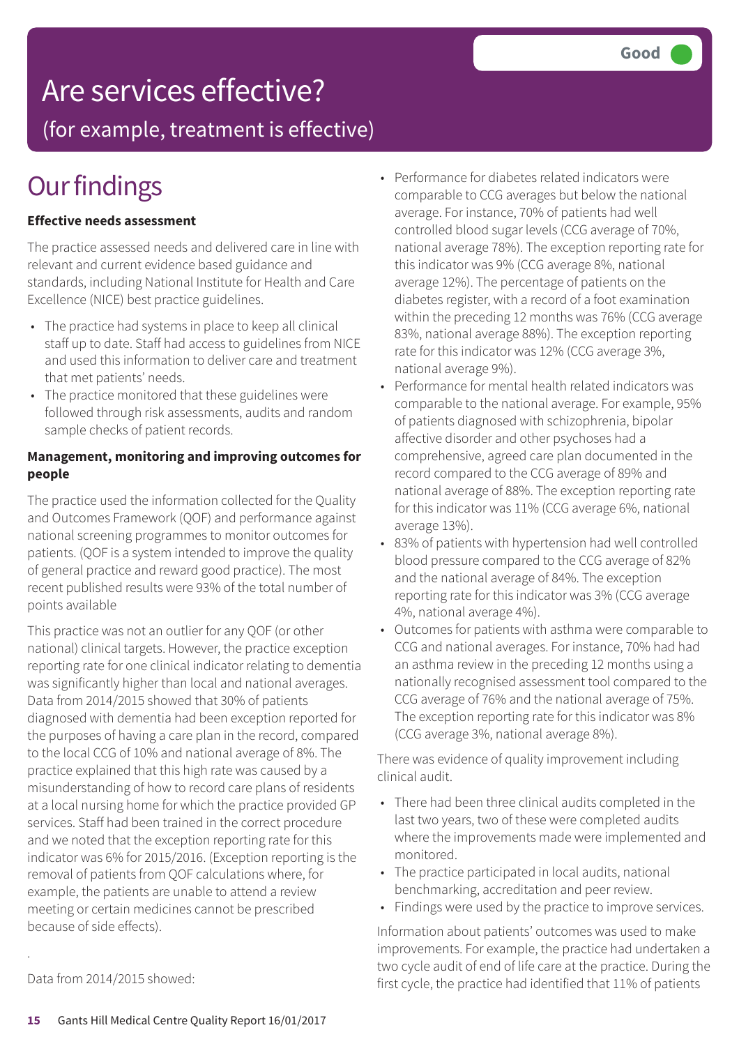# Are services effective?

## (for example, treatment is effective)

**Good**

# Our findings

**Effective needs assessment**

The practice assessed needs and delivered care in line with relevant and current evidence based guidance and standards, including National Institute for Health and Care Excellence (NICE) best practice guidelines.

- The practice had systems in place to keep all clinical staff up to date. Staff had access to guidelines from NICE and used this information to deliver care and treatment that met patients' needs.
- The practice monitored that these guidelines were followed through risk assessments, audits and random sample checks of patient records.

**Management, monitoring and improving outcomes for people**

The practice used the information collected for the Quality and Outcomes Framework (QOF) and performance against national screening programmes to monitor outcomes for patients. (QOF is a system intended to improve the quality of general practice and reward good practice). The most recent published results were 93% of the total number of points available

This practice was not an outlier for any QOF (or other national) clinical targets. However, the practice exception reporting rate for one clinical indicator relating to dementia was significantly higher than local and national averages. Data from 2014/2015 showed that 30% of patients diagnosed with dementia had been exception reported for the purposes of having a care plan in the record, compared to the local CCG of 10% and national average of 8%. The practice explained that this high rate was caused by a misunderstanding of how to record care plans of residents at a local nursing home for which the practice provided GP services. Staff had been trained in the correct procedure and we noted that the exception reporting rate for this indicator was 6% for 2015/2016. (Exception reporting is the removal of patients from QOF calculations where, for example, the patients are unable to attend a review meeting or certain medicines cannot be prescribed because of side effects).

.

Data from 2014/2015 showed:

- Performance for diabetes related indicators were comparable to CCG averages but below the national average. For instance, 70% of patients had well controlled blood sugar levels (CCG average of 70%, national average 78%). The exception reporting rate for this indicator was 9% (CCG average 8%, national average 12%). The percentage of patients on the diabetes register, with a record of a foot examination within the preceding 12 months was 76% (CCG average 83%, national average 88%). The exception reporting rate for this indicator was 12% (CCG average 3%, national average 9%).
- Performance for mental health related indicators was comparable to the national average. For example, 95% of patients diagnosed with schizophrenia, bipolar affective disorder and other psychoses had a comprehensive, agreed care plan documented in the record compared to the CCG average of 89% and national average of 88%. The exception reporting rate for this indicator was 11% (CCG average 6%, national average 13%).
- 83% of patients with hypertension had well controlled blood pressure compared to the CCG average of 82% and the national average of 84%. The exception reporting rate for this indicator was 3% (CCG average 4%, national average 4%).
- Outcomes for patients with asthma were comparable to CCG and national averages. For instance, 70% had had an asthma review in the preceding 12 months using a nationally recognised assessment tool compared to the CCG average of 76% and the national average of 75%. The exception reporting rate for this indicator was 8% (CCG average 3%, national average 8%).

There was evidence of quality improvement including clinical audit.

- There had been three clinical audits completed in the last two years, two of these were completed audits where the improvements made were implemented and monitored.
- The practice participated in local audits, national benchmarking, accreditation and peer review.
- Findings were used by the practice to improve services.

Information about patients' outcomes was used to make improvements. For example, the practice had undertaken a two cycle audit of end of life care at the practice. During the first cycle, the practice had identified that 11% of patients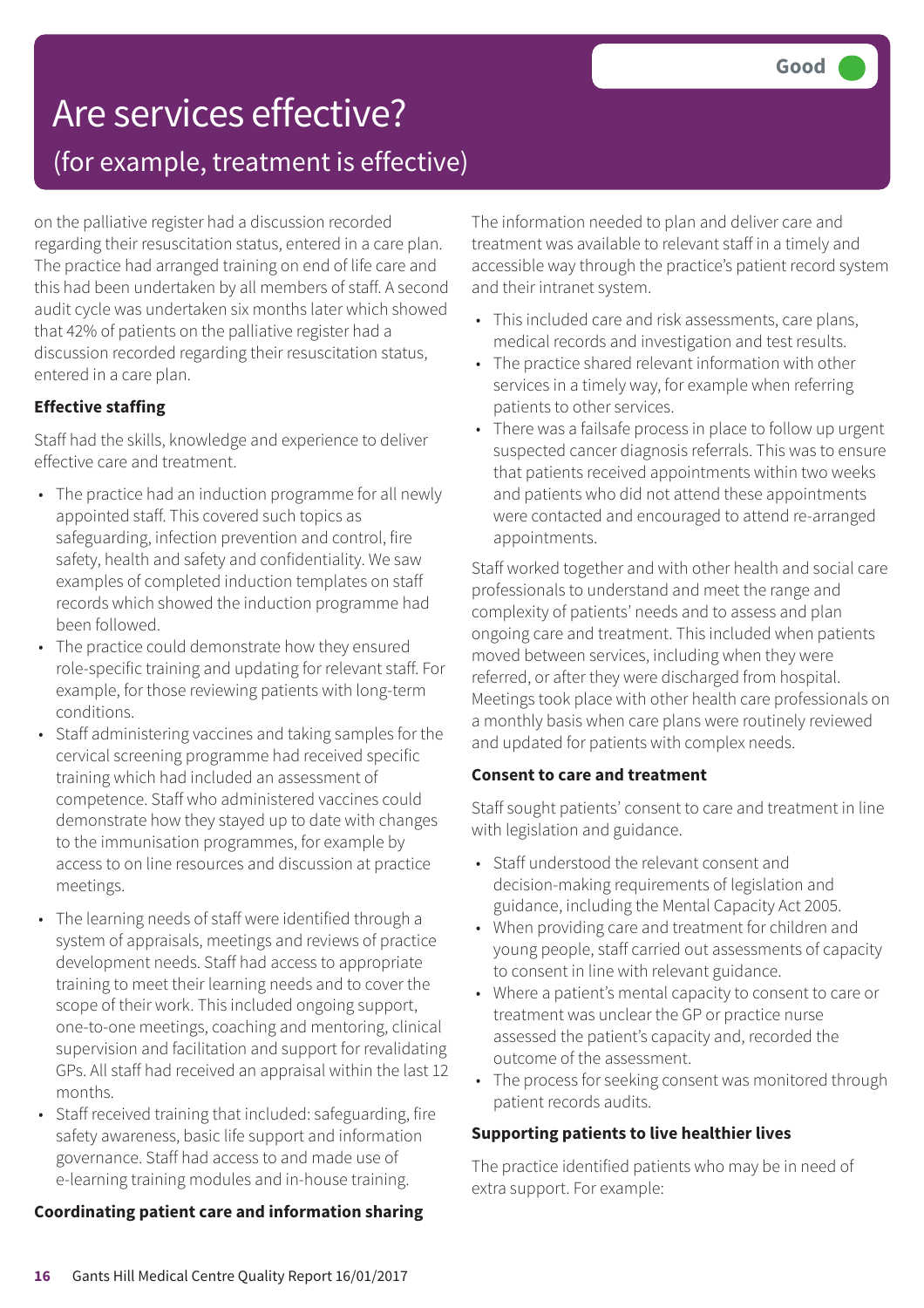# Are services effective?

## (for example, treatment is effective)

Good

on the palliative register had a discussion recorded regarding their resuscitation status, entered in a care plan. The practice had arranged training on end of life care and this had been undertaken by all members of staff. A second audit cycle was undertaken six months later which showed that 42% of patients on the palliative register had a discussion recorded regarding their resuscitation status, entered in a care plan.

**Effective staffing**

Staff had the skills, knowledge and experience to deliver effective care and treatment.

- The practice had an induction programme for all newly appointed staff. This covered such topics as safeguarding, infection prevention and control, fire safety, health and safety and confidentiality. We saw examples of completed induction templates on staff records which showed the induction programme had been followed.
- The practice could demonstrate how they ensured role-specific training and updating for relevant staff. For example, for those reviewing patients with long-term conditions.
- Staff administering vaccines and taking samples for the cervical screening programme had received specific training which had included an assessment of competence. Staff who administered vaccines could demonstrate how they stayed up to date with changes to the immunisation programmes, for example by access to on line resources and discussion at practice meetings.
- The learning needs of staff were identified through a system of appraisals, meetings and reviews of practice development needs. Staff had access to appropriate training to meet their learning needs and to cover the scope of their work. This included ongoing support, one-to-one meetings, coaching and mentoring, clinical supervision and facilitation and support for revalidating GPs. All staff had received an appraisal within the last 12 months.
- Staff received training that included: safeguarding, fire safety awareness, basic life support and information governance. Staff had access to and made use of e-learning training modules and in-house training.

**Coordinating patient care and information sharing**

The information needed to plan and deliver care and treatment was available to relevant staff in a timely and accessible way through the practice's patient record system and their intranet system.

- This included care and risk assessments, care plans, medical records and investigation and test results.
- The practice shared relevant information with other services in a timely way, for example when referring patients to other services.
- There was a failsafe process in place to follow up urgent suspected cancer diagnosis referrals. This was to ensure that patients received appointments within two weeks and patients who did not attend these appointments were contacted and encouraged to attend re-arranged appointments.

Staff worked together and with other health and social care professionals to understand and meet the range and complexity of patients' needs and to assess and plan ongoing care and treatment. This included when patients moved between services, including when they were referred, or after they were discharged from hospital. Meetings took place with other health care professionals on a monthly basis when care plans were routinely reviewed and updated for patients with complex needs.

**Consent to care and treatment**

Staff sought patients' consent to care and treatment in line with legislation and guidance.

- Staff understood the relevant consent and decision-making requirements of legislation and guidance, including the Mental Capacity Act 2005.
- When providing care and treatment for children and young people, staff carried out assessments of capacity to consent in line with relevant guidance.
- Where a patient's mental capacity to consent to care or treatment was unclear the GP or practice nurse assessed the patient's capacity and, recorded the outcome of the assessment.
- The process for seeking consent was monitored through patient records audits.

**Supporting patients to live healthier lives**

The practice identified patients who may be in need of extra support. For example: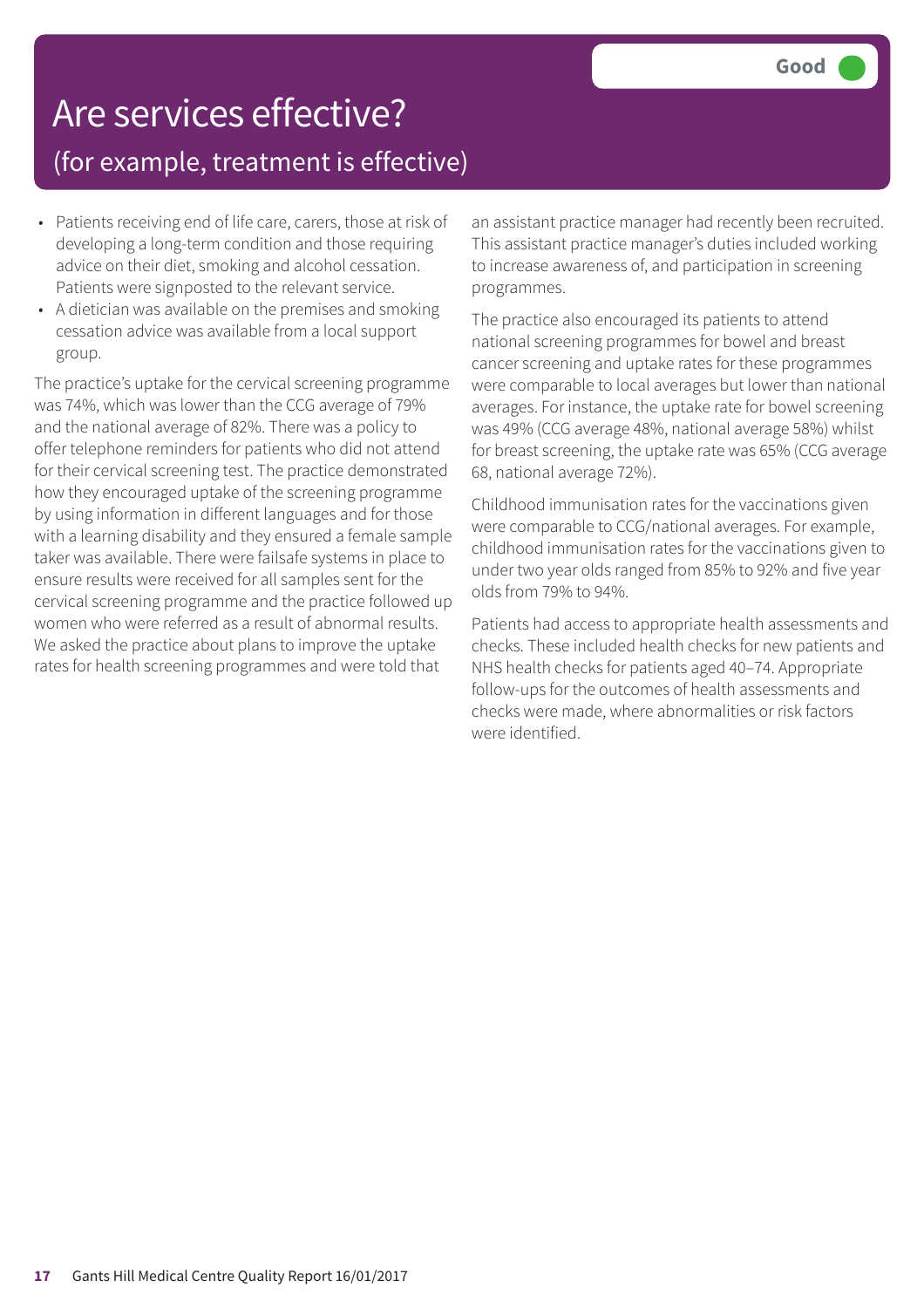# Are services effective?

## (for example, treatment is effective)

**Good**

- Patients receiving end of life care, carers, those at risk of developing a long-term condition and those requiring advice on their diet, smoking and alcohol cessation. Patients were signposted to the relevant service.
- A dietician was available on the premises and smoking cessation advice was available from a local support group.

The practice's uptake for the cervical screening programme was 74%, which was lower than the CCG average of 79% and the national average of 82%. There was a policy to offer telephone reminders for patients who did not attend for their cervical screening test. The practice demonstrated how they encouraged uptake of the screening programme by using information in different languages and for those with a learning disability and they ensured a female sample taker was available. There were failsafe systems in place to ensure results were received for all samples sent for the cervical screening programme and the practice followed up women who were referred as a result of abnormal results. We asked the practice about plans to improve the uptake rates for health screening programmes and were told that an assistant practice manager had recently been recruited. This assistant practice manager's duties included working to increase awareness of, and participation in screening programmes.

The practice also encouraged its patients to attend national screening programmes for bowel and breast cancer screening and uptake rates for these programmes were comparable to local averages but lower than national averages. For instance, the uptake rate for bowel screening was 49% (CCG average 48%, national average 58%) whilst for breast screening, the uptake rate was 65% (CCG average 68, national average 72%).

Childhood immunisation rates for the vaccinations given were comparable to CCG/national averages. For example, childhood immunisation rates for the vaccinations given to under two year olds ranged from 85% to 92% and five year olds from 79% to 94%.

Patients had access to appropriate health assessments and checks. These included health checks for new patients and NHS health checks for patients aged 40–74. Appropriate follow-ups for the outcomes of health assessments and checks were made, where abnormalities or risk factors were identified.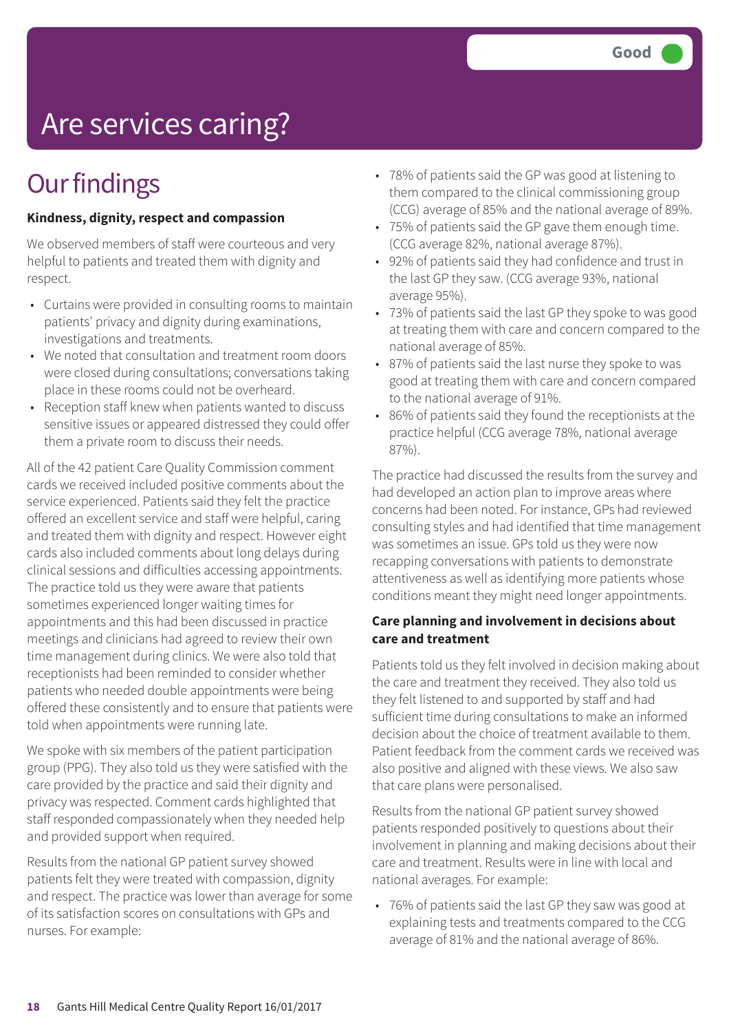Good

# Are services caring?

## Our findings

**Kindness, dignity, respect and compassion**

We observed members of staff were courteous and very helpful to patients and treated them with dignity and respect.

- Curtains were provided in consulting rooms to maintain patients' privacy and dignity during examinations, investigations and treatments.
- We noted that consultation and treatment room doors were closed during consultations; conversations taking place in these rooms could not be overheard.
- Reception staff knew when patients wanted to discuss sensitive issues or appeared distressed they could offer them a private room to discuss their needs.

All of the 42 patient Care Quality Commission comment cards we received included positive comments about the service experienced. Patients said they felt the practice offered an excellent service and staff were helpful, caring and treated them with dignity and respect. However eight cards also included comments about long delays during clinical sessions and difficulties accessing appointments. The practice told us they were aware that patients sometimes experienced longer waiting times for appointments and this had been discussed in practice meetings and clinicians had agreed to review their own time management during clinics. We were also told that receptionists had been reminded to consider whether patients who needed double appointments were being offered these consistently and to ensure that patients were told when appointments were running late.

We spoke with six members of the patient participation group (PPG). They also told us they were satisfied with the care provided by the practice and said their dignity and privacy was respected. Comment cards highlighted that staff responded compassionately when they needed help and provided support when required.

Results from the national GP patient survey showed patients felt they were treated with compassion, dignity and respect. The practice was lower than average for some of its satisfaction scores on consultations with GPs and nurses. For example:

- 78% of patients said the GP was good at listening to them compared to the clinical commissioning group (CCG) average of 85% and the national average of 89%.
- 75% of patients said the GP gave them enough time. (CCG average 82%, national average 87%).
- 92% of patients said they had confidence and trust in the last GP they saw. (CCG average 93%, national average 95%).
- 73% of patients said the last GP they spoke to was good at treating them with care and concern compared to the national average of 85%.
- 87% of patients said the last nurse they spoke to was good at treating them with care and concern compared to the national average of 91%.
- 86% of patients said they found the receptionists at the practice helpful (CCG average 78%, national average 87%).

The practice had discussed the results from the survey and had developed an action plan to improve areas where concerns had been noted. For instance, GPs had reviewed consulting styles and had identified that time management was sometimes an issue. GPs told us they were now recapping conversations with patients to demonstrate attentiveness as well as identifying more patients whose conditions meant they might need longer appointments.

**Care planning and involvement in decisions about care and treatment**

Patients told us they felt involved in decision making about the care and treatment they received. They also told us they felt listened to and supported by staff and had sufficient time during consultations to make an informed decision about the choice of treatment available to them. Patient feedback from the comment cards we received was also positive and aligned with these views. We also saw that care plans were personalised.

Results from the national GP patient survey showed patients responded positively to questions about their involvement in planning and making decisions about their care and treatment. Results were in line with local and national averages. For example:

- 76% of patients said the last GP they saw was good at explaining tests and treatments compared to the CCG average of 81% and the national average of 86%.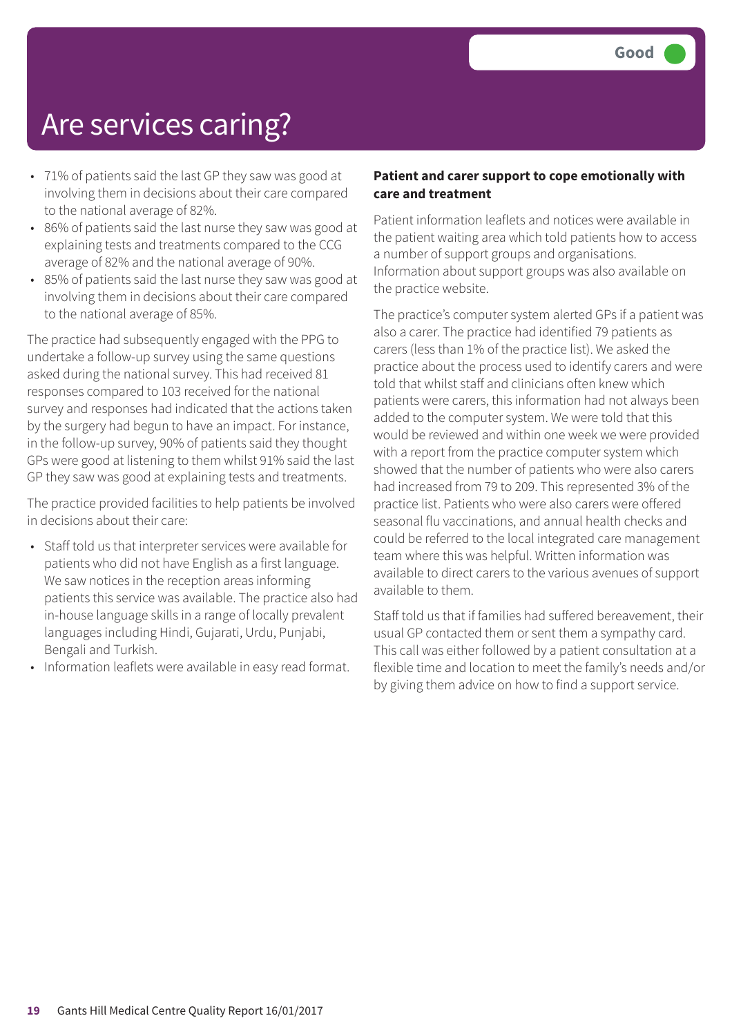# Are services caring?

Good

- 71% of patients said the last GP they saw was good at involving them in decisions about their care compared to the national average of 82%.
- 86% of patients said the last nurse they saw was good at explaining tests and treatments compared to the CCG average of 82% and the national average of 90%.
- 85% of patients said the last nurse they saw was good at involving them in decisions about their care compared to the national average of 85%.

The practice had subsequently engaged with the PPG to undertake a follow-up survey using the same questions asked during the national survey. This had received 81 responses compared to 103 received for the national survey and responses had indicated that the actions taken by the surgery had begun to have an impact. For instance, in the follow-up survey, 90% of patients said they thought GPs were good at listening to them whilst 91% said the last GP they saw was good at explaining tests and treatments.

The practice provided facilities to help patients be involved in decisions about their care:

- Staff told us that interpreter services were available for patients who did not have English as a first language. We saw notices in the reception areas informing patients this service was available. The practice also had in-house language skills in a range of locally prevalent languages including Hindi, Gujarati, Urdu, Punjabi, Bengali and Turkish.
- Information leaflets were available in easy read format.

**Patient and carer support to cope emotionally with care and treatment**

Patient information leaflets and notices were available in the patient waiting area which told patients how to access a number of support groups and organisations. Information about support groups was also available on the practice website.

The practice's computer system alerted GPs if a patient was also a carer. The practice had identified 79 patients as carers (less than 1% of the practice list). We asked the practice about the process used to identify carers and were told that whilst staff and clinicians often knew which patients were carers, this information had not always been added to the computer system. We were told that this would be reviewed and within one week we were provided with a report from the practice computer system which showed that the number of patients who were also carers had increased from 79 to 209. This represented 3% of the practice list. Patients who were also carers were offered seasonal flu vaccinations, and annual health checks and could be referred to the local integrated care management team where this was helpful. Written information was available to direct carers to the various avenues of support available to them.

Staff told us that if families had suffered bereavement, their usual GP contacted them or sent them a sympathy card. This call was either followed by a patient consultation at a flexible time and location to meet the family's needs and/or by giving them advice on how to find a support service.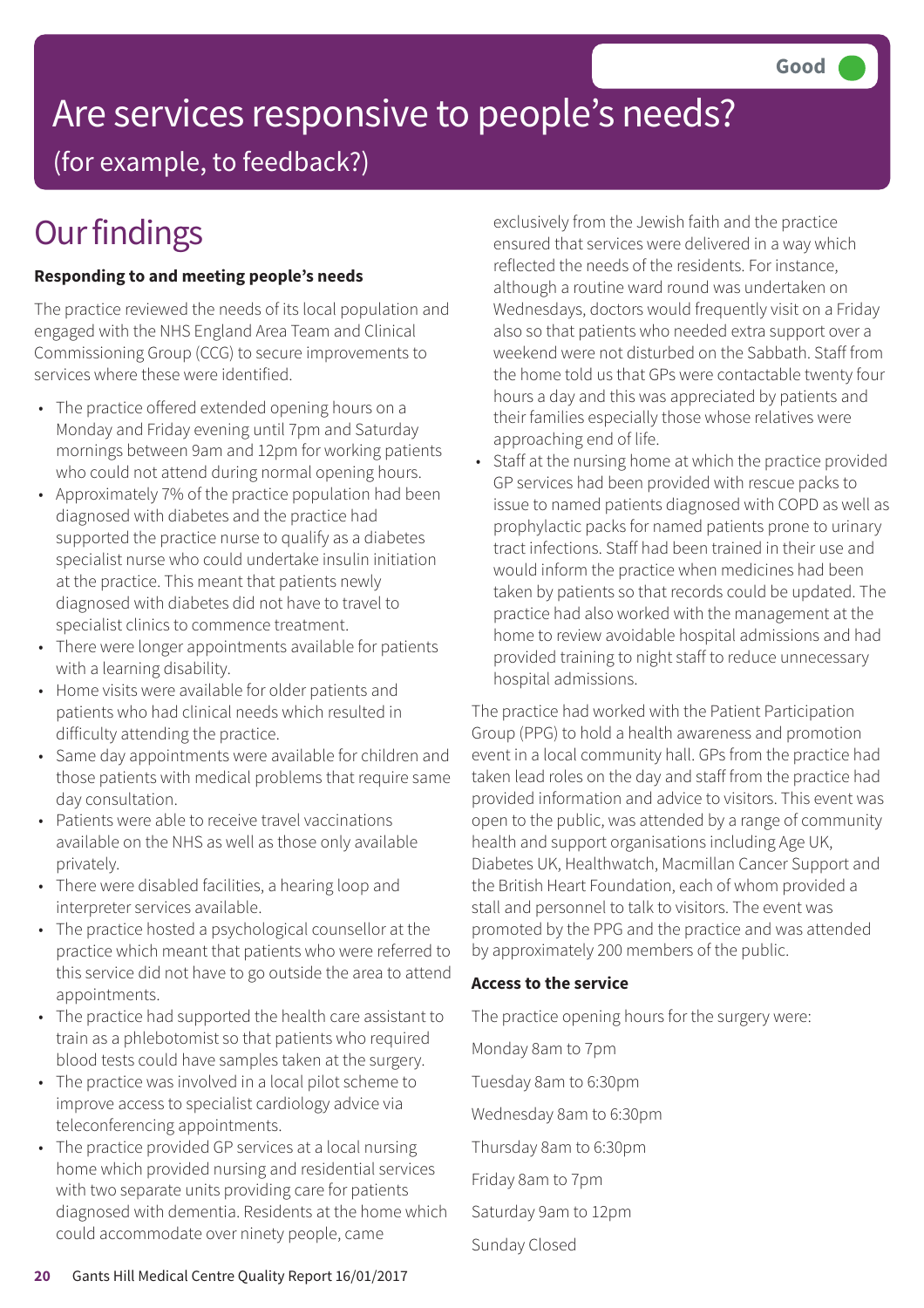Good

# Are services responsive to people's needs?

(for example, to feedback?)

## Our findings

**Responding to and meeting people's needs**

The practice reviewed the needs of its local population and engaged with the NHS England Area Team and Clinical Commissioning Group (CCG) to secure improvements to services where these were identified.

- The practice offered extended opening hours on a Monday and Friday evening until 7pm and Saturday mornings between 9am and 12pm for working patients who could not attend during normal opening hours.
- Approximately 7% of the practice population had been diagnosed with diabetes and the practice had supported the practice nurse to qualify as a diabetes specialist nurse who could undertake insulin initiation at the practice. This meant that patients newly diagnosed with diabetes did not have to travel to specialist clinics to commence treatment.
- There were longer appointments available for patients with a learning disability.
- Home visits were available for older patients and patients who had clinical needs which resulted in difficulty attending the practice.
- Same day appointments were available for children and those patients with medical problems that require same day consultation.
- Patients were able to receive travel vaccinations available on the NHS as well as those only available privately.
- There were disabled facilities, a hearing loop and interpreter services available.
- The practice hosted a psychological counsellor at the practice which meant that patients who were referred to this service did not have to go outside the area to attend appointments.
- The practice had supported the health care assistant to train as a phlebotomist so that patients who required blood tests could have samples taken at the surgery.
- The practice was involved in a local pilot scheme to improve access to specialist cardiology advice via teleconferencing appointments.
- The practice provided GP services at a local nursing home which provided nursing and residential services with two separate units providing care for patients diagnosed with dementia. Residents at the home which could accommodate over ninety people, came exclusively from the Jewish faith and the practice ensured that services were delivered in a way which reflected the needs of the residents. For instance, although a routine ward round was undertaken on Wednesdays, doctors would frequently visit on a Friday also so that patients who needed extra support over a weekend were not disturbed on the Sabbath. Staff from the home told us that GPs were contactable twenty four hours a day and this was appreciated by patients and their families especially those whose relatives were approaching end of life.
- Staff at the nursing home at which the practice provided GP services had been provided with rescue packs to issue to named patients diagnosed with COPD as well as prophylactic packs for named patients prone to urinary tract infections. Staff had been trained in their use and would inform the practice when medicines had been taken by patients so that records could be updated. The practice had also worked with the management at the home to review avoidable hospital admissions and had provided training to night staff to reduce unnecessary hospital admissions.

The practice had worked with the Patient Participation Group (PPG) to hold a health awareness and promotion event in a local community hall. GPs from the practice had taken lead roles on the day and staff from the practice had provided information and advice to visitors. This event was open to the public, was attended by a range of community health and support organisations including Age UK, Diabetes UK, Healthwatch, Macmillan Cancer Support and the British Heart Foundation, each of whom provided a stall and personnel to talk to visitors. The event was promoted by the PPG and the practice and was attended by approximately 200 members of the public.

**Access to the service**

The practice opening hours for the surgery were:

Monday 8am to 7pm

Tuesday 8am to 6:30pm

Wednesday 8am to 6:30pm

Thursday 8am to 6:30pm

Friday 8am to 7pm

Saturday 9am to 12pm

Sunday Closed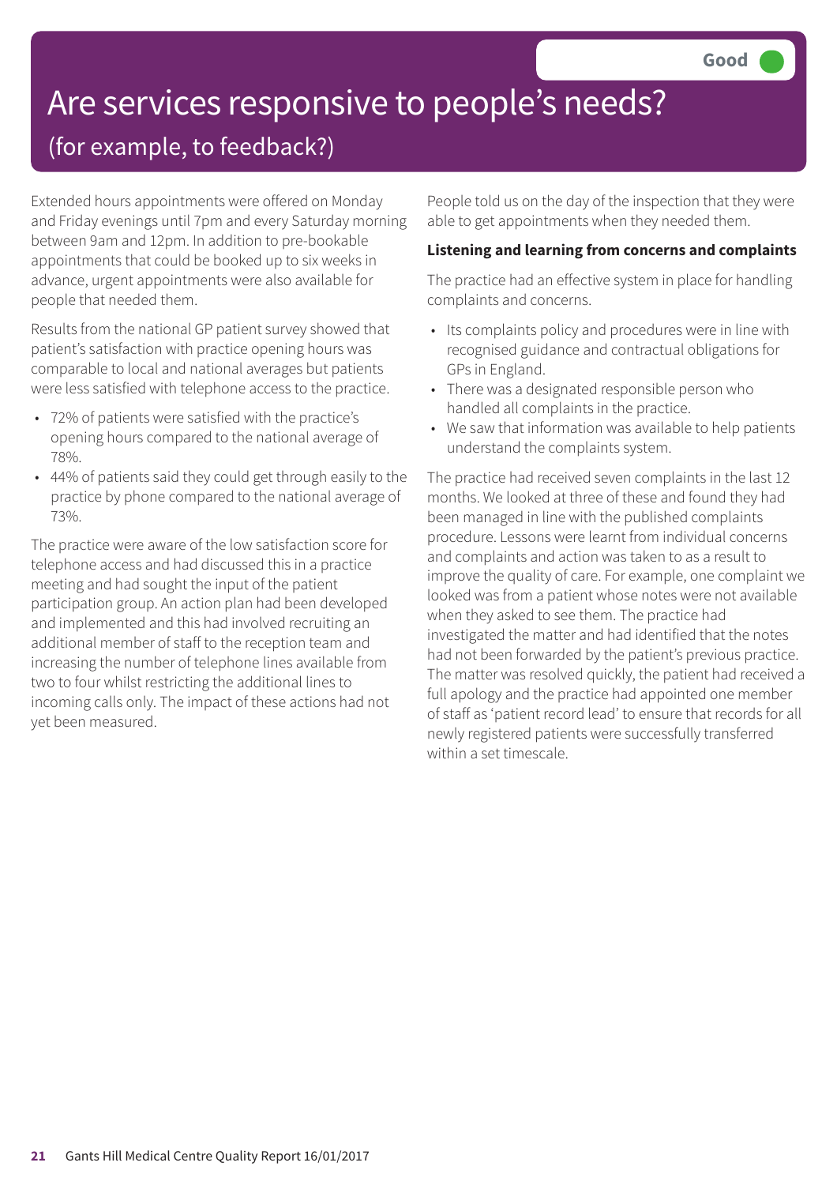# Are services responsive to people's needs?

## (for example, to feedback?)

**Good**

Extended hours appointments were offered on Monday and Friday evenings until 7pm and every Saturday morning between 9am and 12pm. In addition to pre-bookable appointments that could be booked up to six weeks in advance, urgent appointments were also available for people that needed them.

Results from the national GP patient survey showed that patient's satisfaction with practice opening hours was comparable to local and national averages but patients were less satisfied with telephone access to the practice.

- 72% of patients were satisfied with the practice's opening hours compared to the national average of 78%.
- 44% of patients said they could get through easily to the practice by phone compared to the national average of 73%.

The practice were aware of the low satisfaction score for telephone access and had discussed this in a practice meeting and had sought the input of the patient participation group. An action plan had been developed and implemented and this had involved recruiting an additional member of staff to the reception team and increasing the number of telephone lines available from two to four whilst restricting the additional lines to incoming calls only. The impact of these actions had not yet been measured.

People told us on the day of the inspection that they were able to get appointments when they needed them.

**Listening and learning from concerns and complaints**

The practice had an effective system in place for handling complaints and concerns.

- Its complaints policy and procedures were in line with recognised guidance and contractual obligations for GPs in England.
- There was a designated responsible person who handled all complaints in the practice.
- We saw that information was available to help patients understand the complaints system.

The practice had received seven complaints in the last 12 months. We looked at three of these and found they had been managed in line with the published complaints procedure. Lessons were learnt from individual concerns and complaints and action was taken to as a result to improve the quality of care. For example, one complaint we looked was from a patient whose notes were not available when they asked to see them. The practice had investigated the matter and had identified that the notes had not been forwarded by the patient's previous practice. The matter was resolved quickly, the patient had received a full apology and the practice had appointed one member of staff as 'patient record lead' to ensure that records for all newly registered patients were successfully transferred within a set timescale.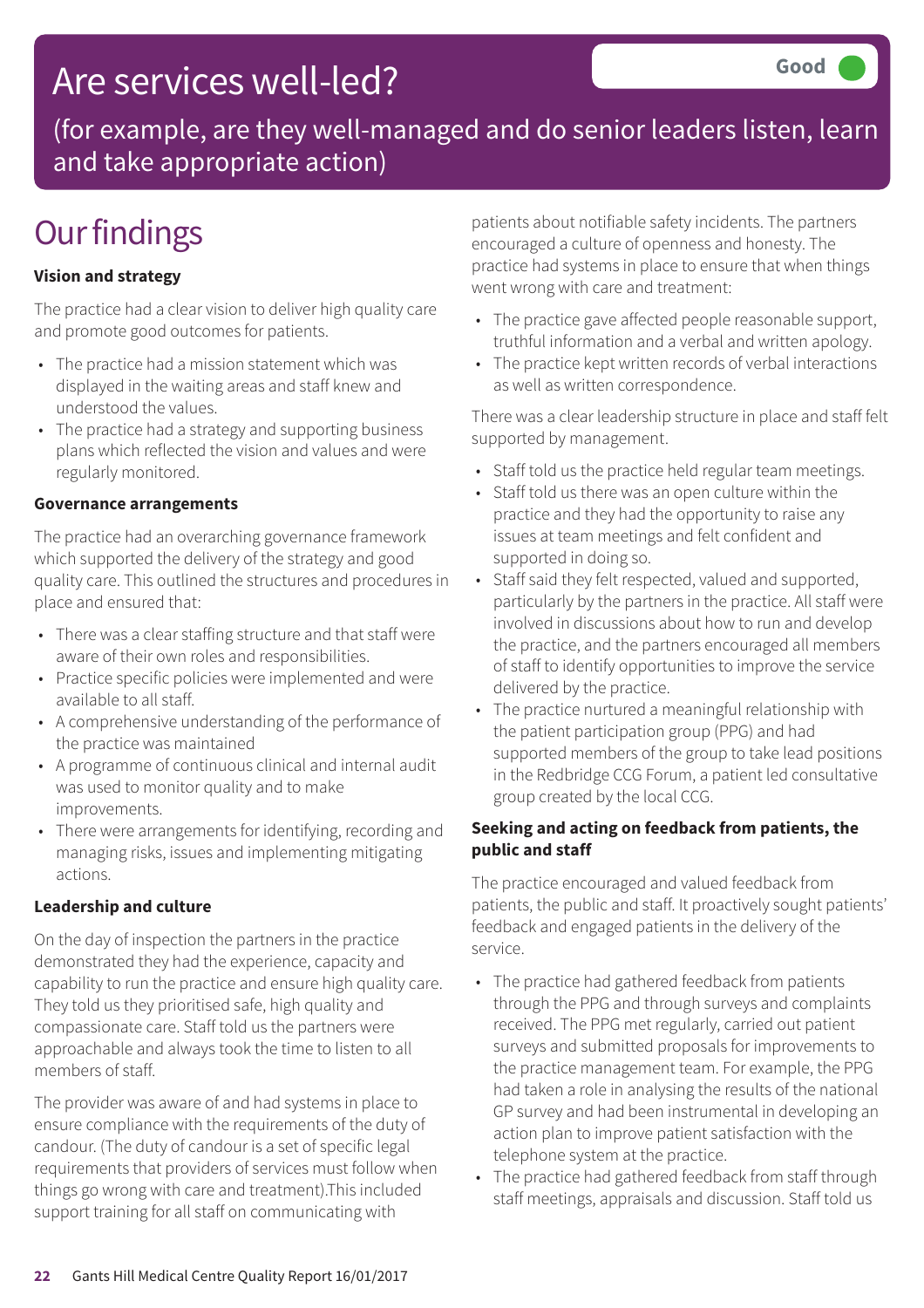# Are services well-led?

**Good**

(for example, are they well-managed and do senior leaders listen, learn and take appropriate action)

## Our findings

### Vision and strategy

The practice had a clear vision to deliver high quality care and promote good outcomes for patients.

- The practice had a mission statement which was displayed in the waiting areas and staff knew and understood the values.
- The practice had a strategy and supporting business plans which reflected the vision and values and were regularly monitored.

### Governance arrangements

The practice had an overarching governance framework which supported the delivery of the strategy and good quality care. This outlined the structures and procedures in place and ensured that:

- There was a clear staffing structure and that staff were aware of their own roles and responsibilities.
- Practice specific policies were implemented and were available to all staff.
- A comprehensive understanding of the performance of the practice was maintained
- A programme of continuous clinical and internal audit was used to monitor quality and to make improvements.
- There were arrangements for identifying, recording and managing risks, issues and implementing mitigating actions.

### Leadership and culture

On the day of inspection the partners in the practice demonstrated they had the experience, capacity and capability to run the practice and ensure high quality care. They told us they prioritised safe, high quality and compassionate care. Staff told us the partners were approachable and always took the time to listen to all members of staff.

The provider was aware of and had systems in place to ensure compliance with the requirements of the duty of candour. (The duty of candour is a set of specific legal requirements that providers of services must follow when things go wrong with care and treatment).This included support training for all staff on communicating with patients about notifiable safety incidents. The partners encouraged a culture of openness and honesty. The practice had systems in place to ensure that when things went wrong with care and treatment:

- The practice gave affected people reasonable support, truthful information and a verbal and written apology.
- The practice kept written records of verbal interactions as well as written correspondence.

There was a clear leadership structure in place and staff felt supported by management.

- Staff told us the practice held regular team meetings.
- Staff told us there was an open culture within the practice and they had the opportunity to raise any issues at team meetings and felt confident and supported in doing so.
- Staff said they felt respected, valued and supported, particularly by the partners in the practice. All staff were involved in discussions about how to run and develop the practice, and the partners encouraged all members of staff to identify opportunities to improve the service delivered by the practice.
- The practice nurtured a meaningful relationship with the patient participation group (PPG) and had supported members of the group to take lead positions in the Redbridge CCG Forum, a patient led consultative group created by the local CCG.

### Seeking and acting on feedback from patients, the public and staff

The practice encouraged and valued feedback from patients, the public and staff. It proactively sought patients' feedback and engaged patients in the delivery of the service.

- The practice had gathered feedback from patients through the PPG and through surveys and complaints received. The PPG met regularly, carried out patient surveys and submitted proposals for improvements to the practice management team. For example, the PPG had taken a role in analysing the results of the national GP survey and had been instrumental in developing an action plan to improve patient satisfaction with the telephone system at the practice.
- The practice had gathered feedback from staff through staff meetings, appraisals and discussion. Staff told us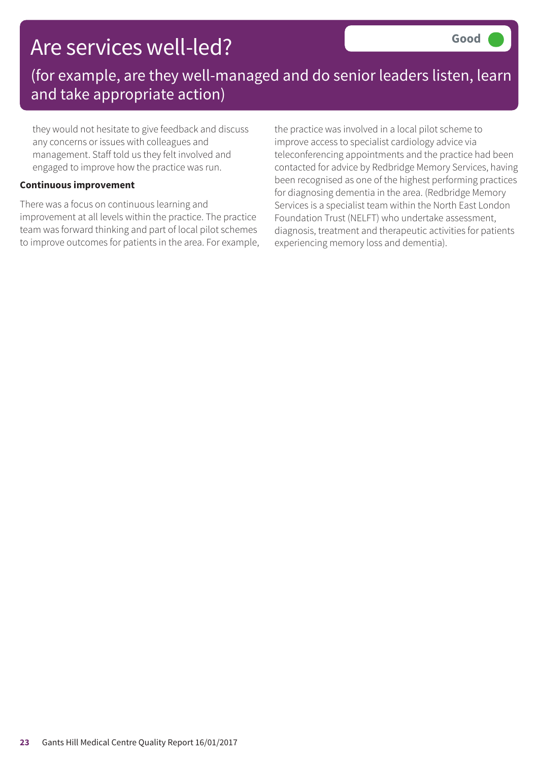# Are services well-led?

Good

(for example, are they well-managed and do senior leaders listen, learn and take appropriate action)

they would not hesitate to give feedback and discuss any concerns or issues with colleagues and management. Staff told us they felt involved and engaged to improve how the practice was run.

**Continuous improvement**

There was a focus on continuous learning and improvement at all levels within the practice. The practice team was forward thinking and part of local pilot schemes to improve outcomes for patients in the area. For example, the practice was involved in a local pilot scheme to improve access to specialist cardiology advice via teleconferencing appointments and the practice had been contacted for advice by Redbridge Memory Services, having been recognised as one of the highest performing practices for diagnosing dementia in the area. (Redbridge Memory Services is a specialist team within the North East London Foundation Trust (NELFT) who undertake assessment, diagnosis, treatment and therapeutic activities for patients experiencing memory loss and dementia).